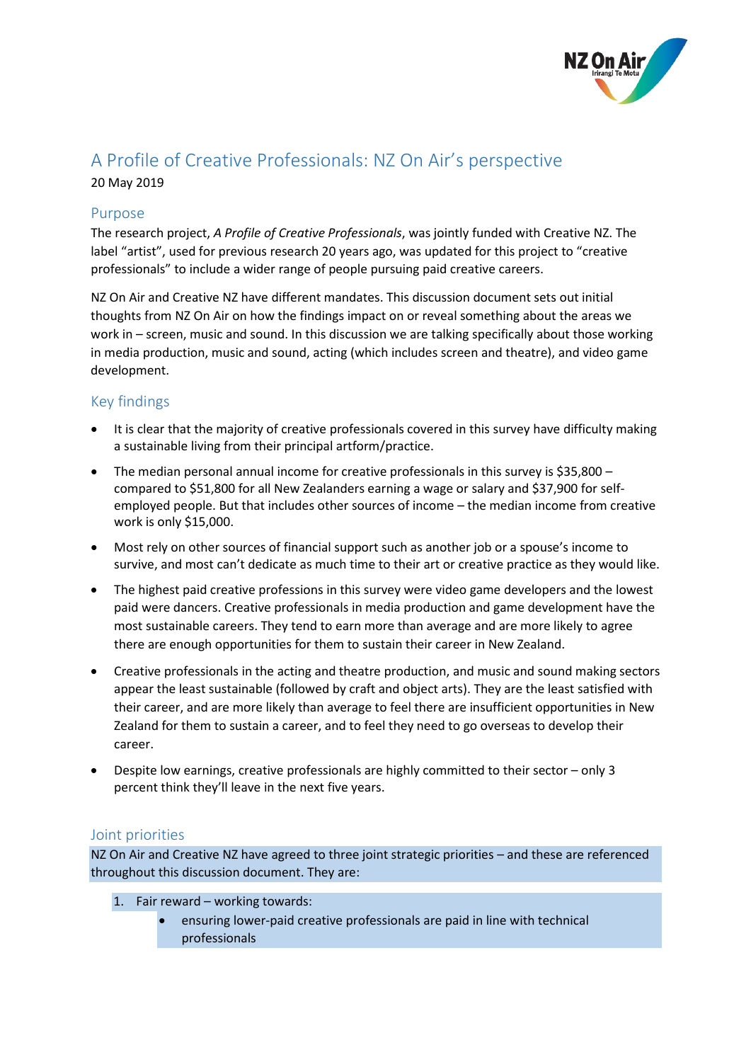# A Profile of Creative Professionals: NZ On Air's perspective

20 May 2019

## Purpose

The research project, *A Profile of Creative Professionals*, was jointly funded with Creative NZ. The label "artist", used for previous research 20 years ago, was updated for this project to "creative professionals" to include a wider range of people pursuing paid creative careers.

NZ On Air and Creative NZ have different mandates. This discussion document sets out initial thoughts from NZ On Air on how the findings impact on or reveal something about the areas we work in – screen, music and sound. In this discussion we are talking specifically about those working in media production, music and sound, acting (which includes screen and theatre), and video game development.

## Key findings

- It is clear that the majority of creative professionals covered in this survey have difficulty making a sustainable living from their principal artform/practice.
- The median personal annual income for creative professionals in this survey is $35,800 – compared to $51,800 for all New Zealanders earning a wage or salary and $37,900 for self-employed people. But that includes other sources of income – the median income from creative work is only $15,000.
- Most rely on other sources of financial support such as another job or a spouse's income to survive, and most can't dedicate as much time to their art or creative practice as they would like.
- The highest paid creative professions in this survey were video game developers and the lowest paid were dancers. Creative professionals in media production and game development have the most sustainable careers. They tend to earn more than average and are more likely to agree there are enough opportunities for them to sustain their career in New Zealand.
- Creative professionals in the acting and theatre production, and music and sound making sectors appear the least sustainable (followed by craft and object arts). They are the least satisfied with their career, and are more likely than average to feel there are insufficient opportunities in New Zealand for them to sustain a career, and to feel they need to go overseas to develop their career.
- Despite low earnings, creative professionals are highly committed to their sector – only 3 percent think they'll leave in the next five years.

## Joint priorities

NZ On Air and Creative NZ have agreed to three joint strategic priorities – and these are referenced throughout this discussion document. They are:

1. Fair reward – working towards:
    - ensuring lower-paid creative professionals are paid in line with technical professionals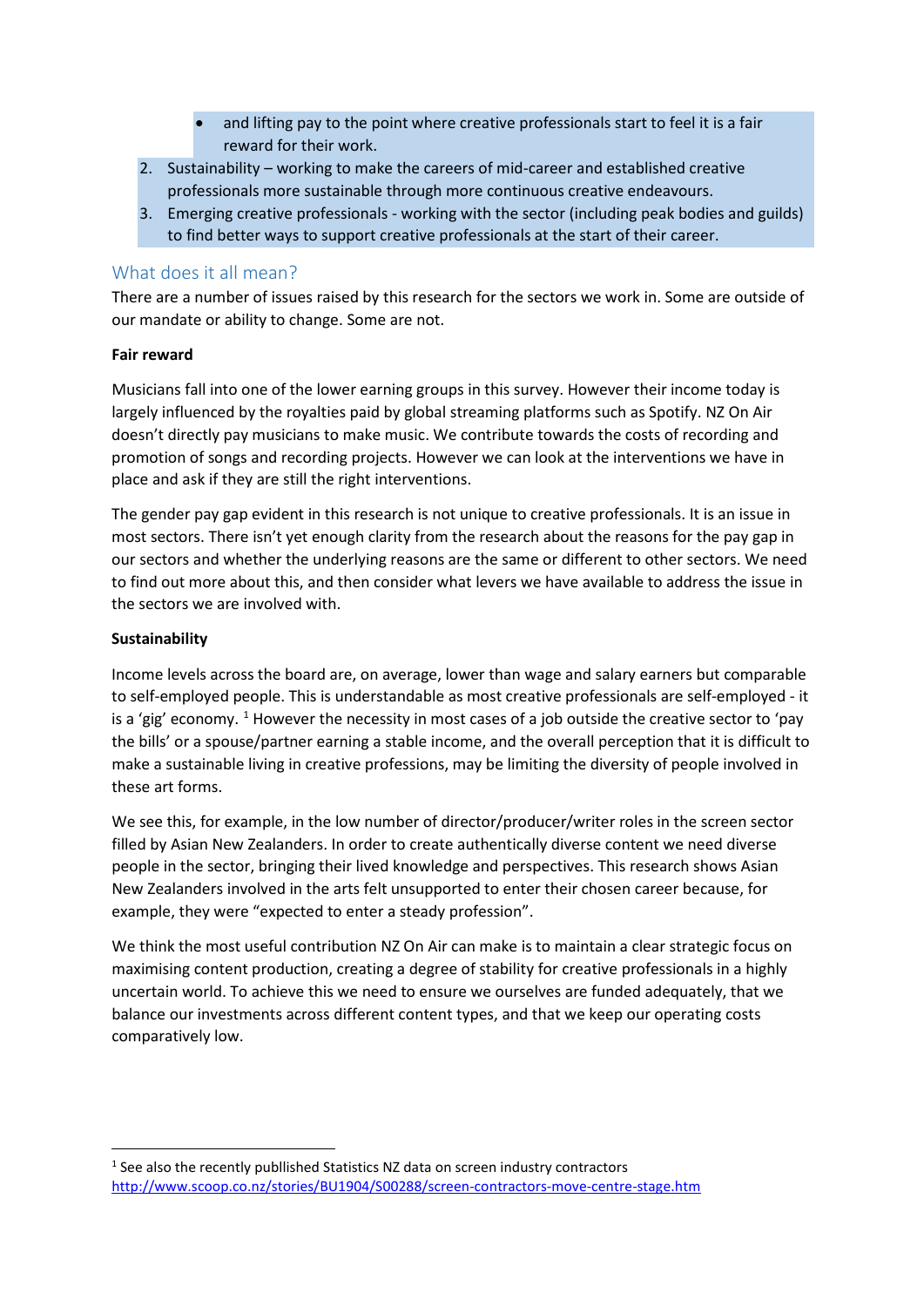- and lifting pay to the point where creative professionals start to feel it is a fair reward for their work.

2. Sustainability – working to make the careers of mid-career and established creative professionals more sustainable through more continuous creative endeavours.
3. Emerging creative professionals - working with the sector (including peak bodies and guilds) to find better ways to support creative professionals at the start of their career.

## What does it all mean?

There are a number of issues raised by this research for the sectors we work in. Some are outside of our mandate or ability to change. Some are not.

**Fair reward**

Musicians fall into one of the lower earning groups in this survey. However their income today is largely influenced by the royalties paid by global streaming platforms such as Spotify. NZ On Air doesn't directly pay musicians to make music. We contribute towards the costs of recording and promotion of songs and recording projects. However we can look at the interventions we have in place and ask if they are still the right interventions.

The gender pay gap evident in this research is not unique to creative professionals. It is an issue in most sectors. There isn't yet enough clarity from the research about the reasons for the pay gap in our sectors and whether the underlying reasons are the same or different to other sectors. We need to find out more about this, and then consider what levers we have available to address the issue in the sectors we are involved with.

**Sustainability**

Income levels across the board are, on average, lower than wage and salary earners but comparable to self-employed people. This is understandable as most creative professionals are self-employed - it is a 'gig' economy. [1] However the necessity in most cases of a job outside the creative sector to 'pay the bills' or a spouse/partner earning a stable income, and the overall perception that it is difficult to make a sustainable living in creative professions, may be limiting the diversity of people involved in these art forms.

We see this, for example, in the low number of director/producer/writer roles in the screen sector filled by Asian New Zealanders. In order to create authentically diverse content we need diverse people in the sector, bringing their lived knowledge and perspectives. This research shows Asian New Zealanders involved in the arts felt unsupported to enter their chosen career because, for example, they were "expected to enter a steady profession".

We think the most useful contribution NZ On Air can make is to maintain a clear strategic focus on maximising content production, creating a degree of stability for creative professionals in a highly uncertain world. To achieve this we need to ensure we ourselves are funded adequately, that we balance our investments across different content types, and that we keep our operating costs comparatively low.

[1] See also the recently publlished Statistics NZ data on screen industry contractors http://www.scoop.co.nz/stories/BU1904/S00288/screen-contractors-move-centre-stage.htm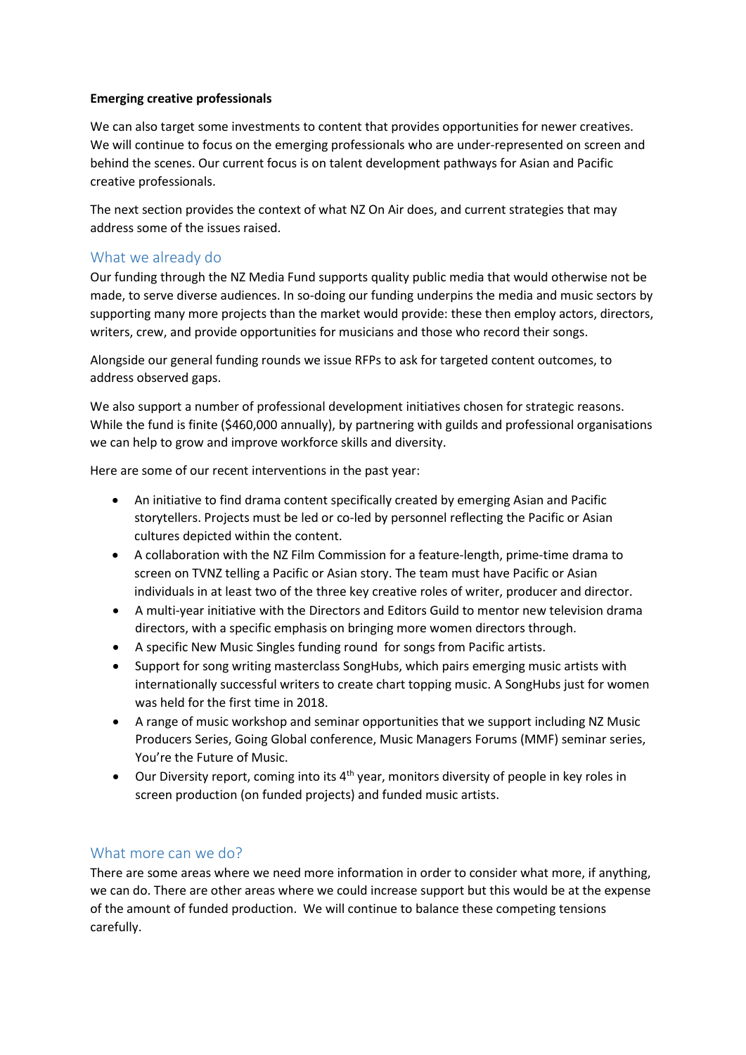**Emerging creative professionals**

We can also target some investments to content that provides opportunities for newer creatives. We will continue to focus on the emerging professionals who are under-represented on screen and behind the scenes. Our current focus is on talent development pathways for Asian and Pacific creative professionals.

The next section provides the context of what NZ On Air does, and current strategies that may address some of the issues raised.

## What we already do

Our funding through the NZ Media Fund supports quality public media that would otherwise not be made, to serve diverse audiences. In so-doing our funding underpins the media and music sectors by supporting many more projects than the market would provide: these then employ actors, directors, writers, crew, and provide opportunities for musicians and those who record their songs.

Alongside our general funding rounds we issue RFPs to ask for targeted content outcomes, to address observed gaps.

We also support a number of professional development initiatives chosen for strategic reasons. While the fund is finite ($460,000 annually), by partnering with guilds and professional organisations we can help to grow and improve workforce skills and diversity.

Here are some of our recent interventions in the past year:

- An initiative to find drama content specifically created by emerging Asian and Pacific storytellers. Projects must be led or co-led by personnel reflecting the Pacific or Asian cultures depicted within the content.
- A collaboration with the NZ Film Commission for a feature-length, prime-time drama to screen on TVNZ telling a Pacific or Asian story. The team must have Pacific or Asian individuals in at least two of the three key creative roles of writer, producer and director.
- A multi-year initiative with the Directors and Editors Guild to mentor new television drama directors, with a specific emphasis on bringing more women directors through.
- A specific New Music Singles funding round for songs from Pacific artists.
- Support for song writing masterclass SongHubs, which pairs emerging music artists with internationally successful writers to create chart topping music. A SongHubs just for women was held for the first time in 2018.
- A range of music workshop and seminar opportunities that we support including NZ Music Producers Series, Going Global conference, Music Managers Forums (MMF) seminar series, You're the Future of Music.
- Our Diversity report, coming into its 4th year, monitors diversity of people in key roles in screen production (on funded projects) and funded music artists.

## What more can we do?

There are some areas where we need more information in order to consider what more, if anything, we can do. There are other areas where we could increase support but this would be at the expense of the amount of funded production. We will continue to balance these competing tensions carefully.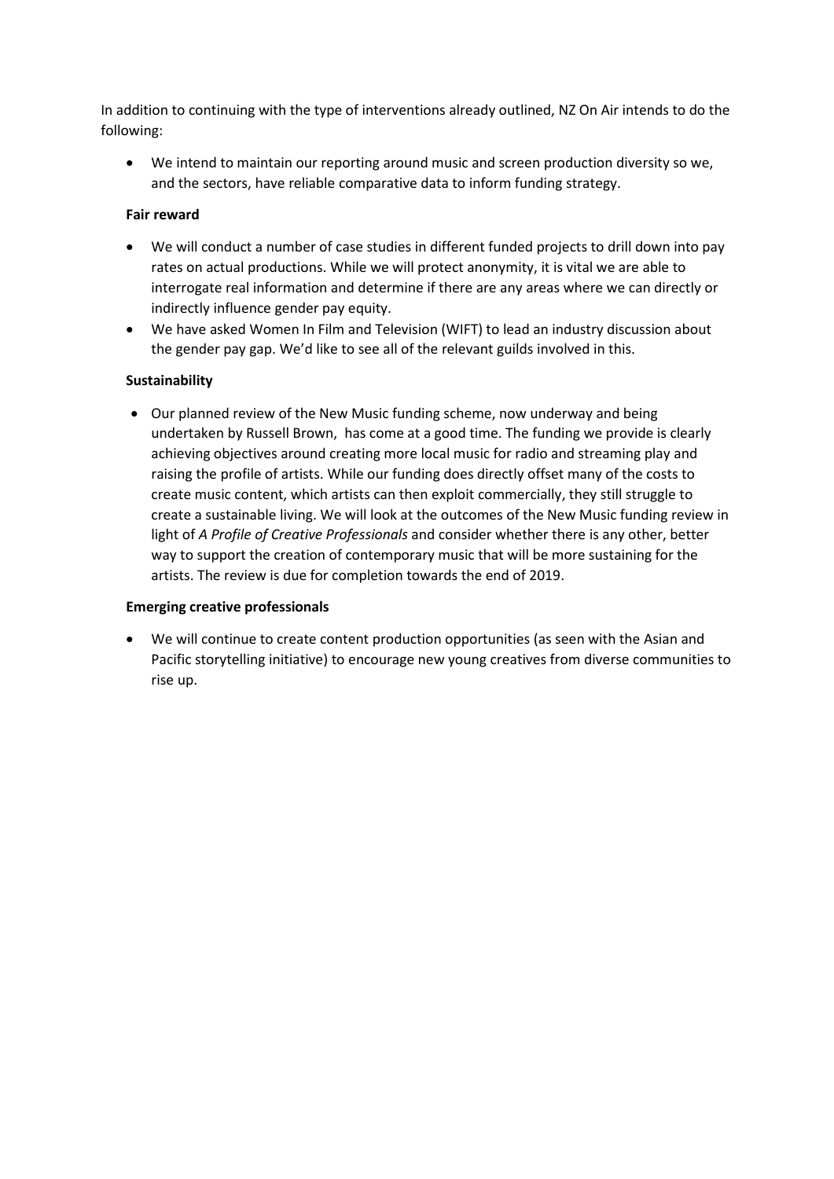In addition to continuing with the type of interventions already outlined, NZ On Air intends to do the following:

- We intend to maintain our reporting around music and screen production diversity so we, and the sectors, have reliable comparative data to inform funding strategy.

**Fair reward**

- We will conduct a number of case studies in different funded projects to drill down into pay rates on actual productions. While we will protect anonymity, it is vital we are able to interrogate real information and determine if there are any areas where we can directly or indirectly influence gender pay equity.
- We have asked Women In Film and Television (WIFT) to lead an industry discussion about the gender pay gap. We'd like to see all of the relevant guilds involved in this.

**Sustainability**

- Our planned review of the New Music funding scheme, now underway and being undertaken by Russell Brown, has come at a good time. The funding we provide is clearly achieving objectives around creating more local music for radio and streaming play and raising the profile of artists. While our funding does directly offset many of the costs to create music content, which artists can then exploit commercially, they still struggle to create a sustainable living. We will look at the outcomes of the New Music funding review in light of *A Profile of Creative Professionals* and consider whether there is any other, better way to support the creation of contemporary music that will be more sustaining for the artists. The review is due for completion towards the end of 2019.

**Emerging creative professionals**

- We will continue to create content production opportunities (as seen with the Asian and Pacific storytelling initiative) to encourage new young creatives from diverse communities to rise up.